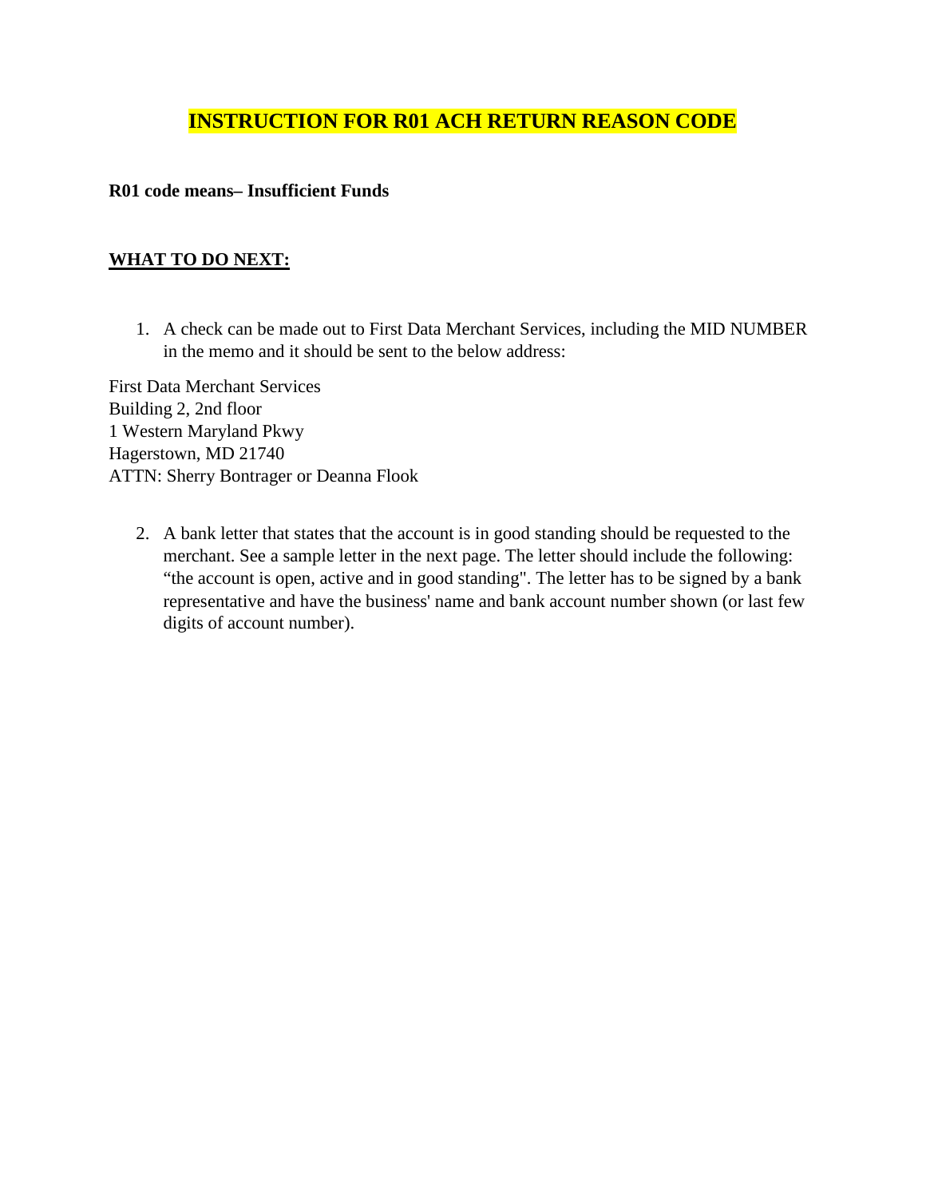# INSTRUCTION FOR R01 ACH RETURN REASON CODE

**R01 code means– Insufficient Funds**

**WHAT TO DO NEXT:**

1. A check can be made out to First Data Merchant Services, including the MID NUMBER in the memo and it should be sent to the below address:

First Data Merchant Services
Building 2, 2nd floor
1 Western Maryland Pkwy
Hagerstown, MD 21740
ATTN: Sherry Bontrager or Deanna Flook

2. A bank letter that states that the account is in good standing should be requested to the merchant. See a sample letter in the next page. The letter should include the following: "the account is open, active and in good standing". The letter has to be signed by a bank representative and have the business' name and bank account number shown (or last few digits of account number).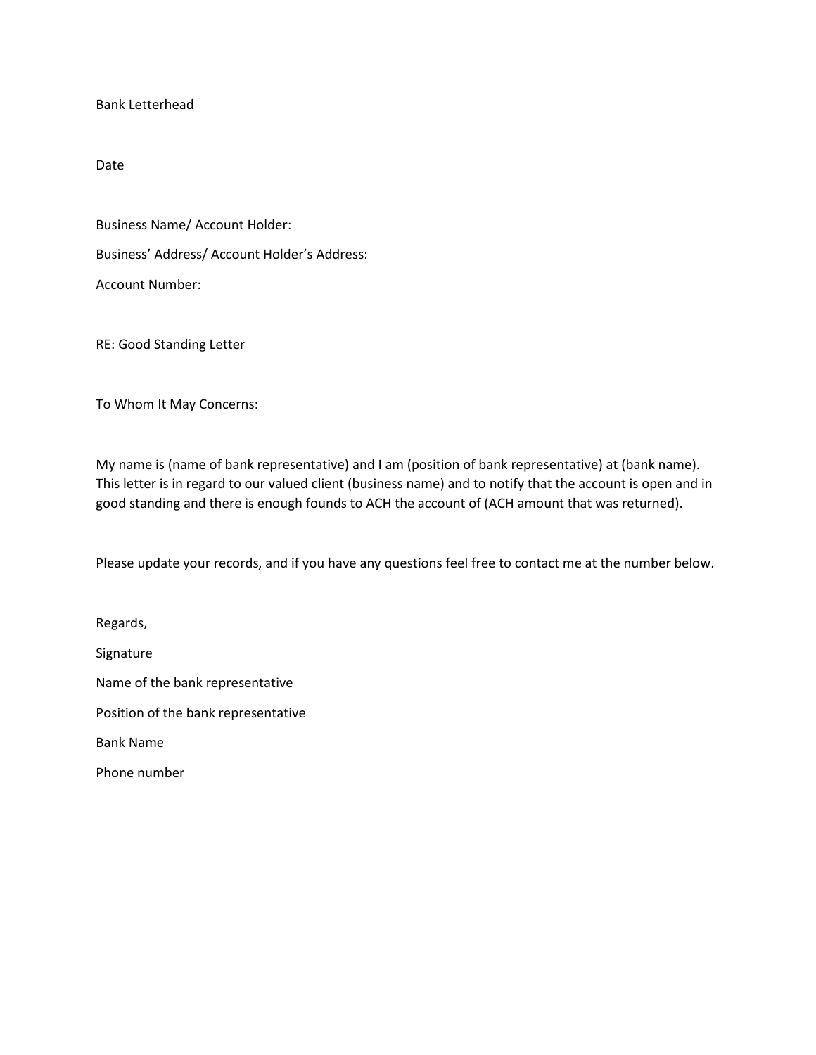Bank Letterhead

Date

Business Name/ Account Holder:

Business' Address/ Account Holder's Address:

Account Number:

RE: Good Standing Letter

To Whom It May Concerns:

My name is (name of bank representative) and I am (position of bank representative) at (bank name). This letter is in regard to our valued client (business name) and to notify that the account is open and in good standing and there is enough founds to ACH the account of (ACH amount that was returned).

Please update your records, and if you have any questions feel free to contact me at the number below.

Regards,

Signature

Name of the bank representative

Position of the bank representative

Bank Name

Phone number